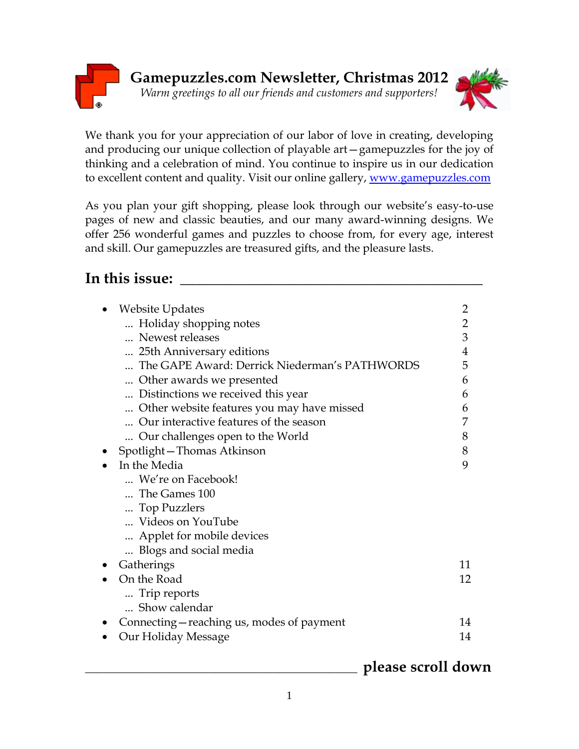# Gamepuzzles.com Newsletter, Christmas 2012

*Warm greetings to all our friends and customers and supporters!*

We thank you for your appreciation of our labor of love in creating, developing and producing our unique collection of playable art—gamepuzzles for the joy of thinking and a celebration of mind. You continue to inspire us in our dedication to excellent content and quality. Visit our online gallery, [www.gamepuzzles.com](http://www.gamepuzzles.com)

As you plan your gift shopping, please look through our website's easy-to-use pages of new and classic beauties, and our many award-winning designs. We offer 256 wonderful games and puzzles to choose from, for every age, interest and skill. Our gamepuzzles are treasured gifts, and the pleasure lasts.

## In this issue:

- Website Updates 2
  - ... Holiday shopping notes 2
  - ... Newest releases 3
  - ... 25th Anniversary editions 4
  - ... The GAPE Award: Derrick Niederman's PATHWORDS 5
  - ... Other awards we presented 6
  - ... Distinctions we received this year 6
  - ... Other website features you may have missed 6
  - ... Our interactive features of the season 7
  - ... Our challenges open to the World 8
- Spotlight—Thomas Atkinson 8
- In the Media 9
  - ... We're on Facebook!
  - ... The Games 100
  - ... Top Puzzlers
  - ... Videos on YouTube
  - ... Applet for mobile devices
  - ... Blogs and social media
- Gatherings 11
- On the Road 12
  - ... Trip reports
  - ... Show calendar
- Connecting—reaching us, modes of payment 14
- Our Holiday Message 14

**please scroll down**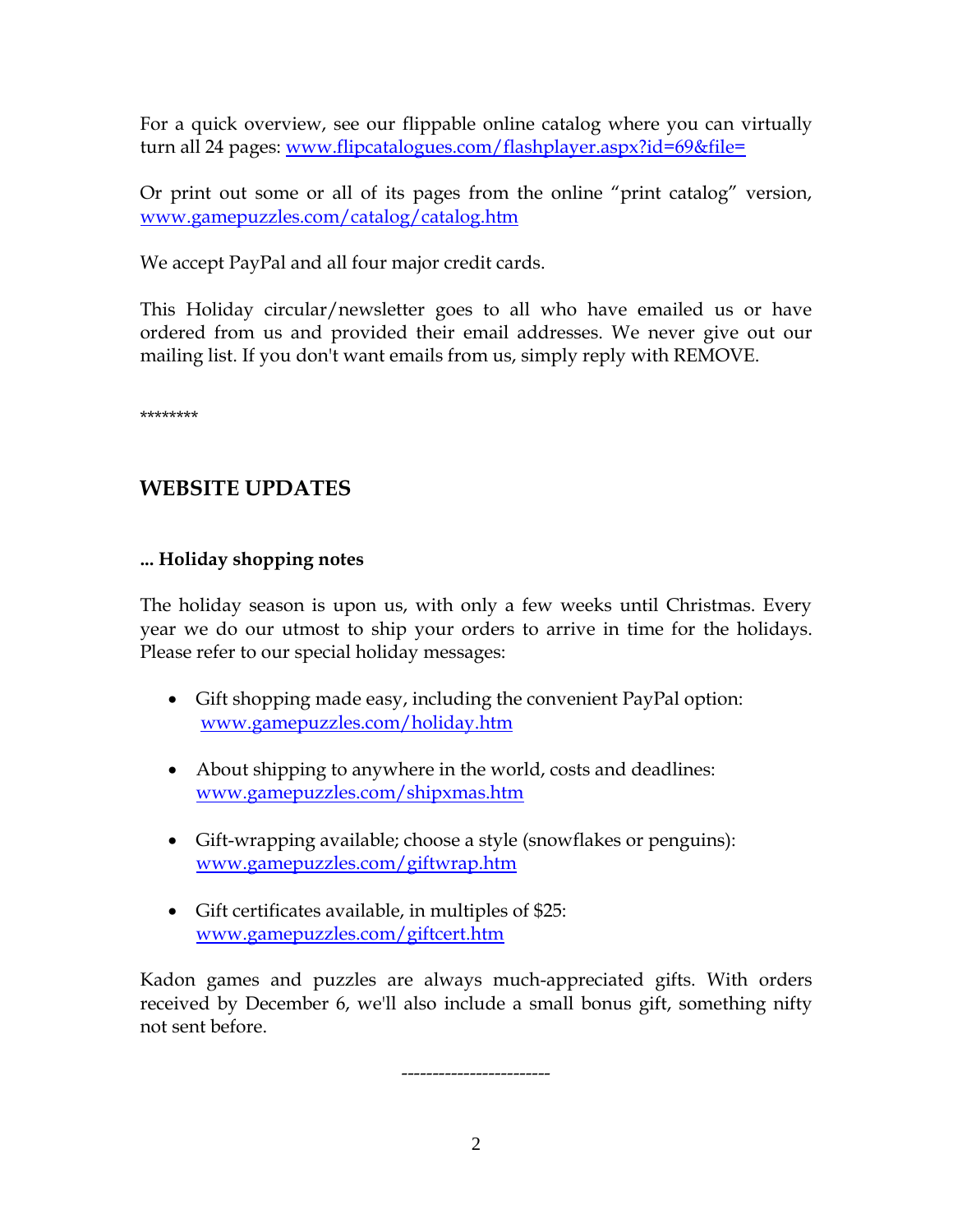For a quick overview, see our flippable online catalog where you can virtually turn all 24 pages: www.flipcatalogues.com/flashplayer.aspx?id=69&file=

Or print out some or all of its pages from the online "print catalog" version, www.gamepuzzles.com/catalog/catalog.htm

We accept PayPal and all four major credit cards.

This Holiday circular/newsletter goes to all who have emailed us or have ordered from us and provided their email addresses. We never give out our mailing list. If you don't want emails from us, simply reply with REMOVE.

********

## WEBSITE UPDATES

**... Holiday shopping notes**

The holiday season is upon us, with only a few weeks until Christmas. Every year we do our utmost to ship your orders to arrive in time for the holidays. Please refer to our special holiday messages:

- Gift shopping made easy, including the convenient PayPal option: www.gamepuzzles.com/holiday.htm
- About shipping to anywhere in the world, costs and deadlines: www.gamepuzzles.com/shipxmas.htm
- Gift-wrapping available; choose a style (snowflakes or penguins): www.gamepuzzles.com/giftwrap.htm
- Gift certificates available, in multiples of $25: www.gamepuzzles.com/giftcert.htm

Kadon games and puzzles are always much-appreciated gifts. With orders received by December 6, we'll also include a small bonus gift, something nifty not sent before.

------------------------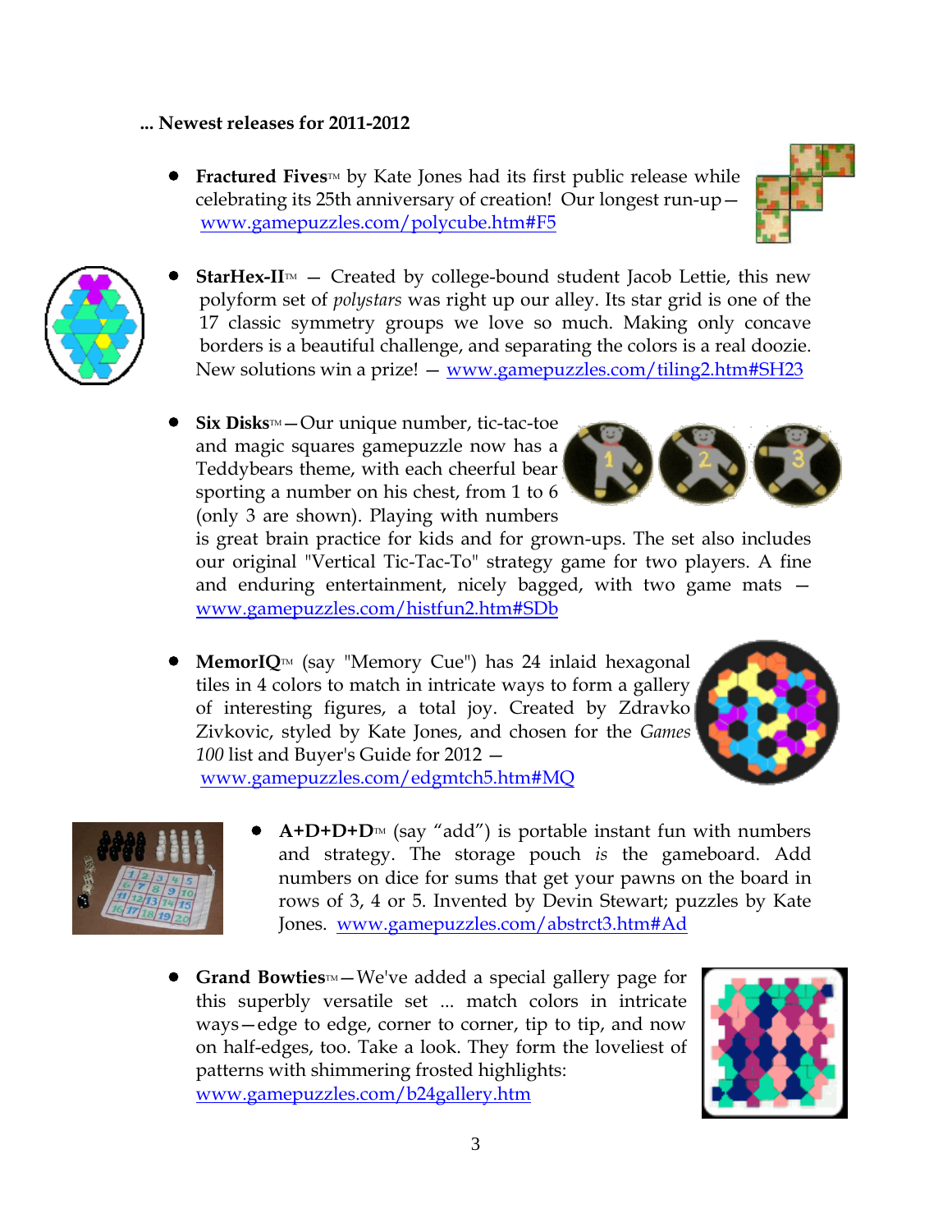**... Newest releases for 2011-2012**

- **Fractured Fives**™ by Kate Jones had its first public release while celebrating its 25th anniversary of creation! Our longest run-up— www.gamepuzzles.com/polycube.htm#F5

- **StarHex-II**™ — Created by college-bound student Jacob Lettie, this new polyform set of *polystars* was right up our alley. Its star grid is one of the 17 classic symmetry groups we love so much. Making only concave borders is a beautiful challenge, and separating the colors is a real doozie. New solutions win a prize! — www.gamepuzzles.com/tiling2.htm#SH23

- **Six Disks**™—Our unique number, tic-tac-toe and magic squares gamepuzzle now has a Teddybears theme, with each cheerful bear sporting a number on his chest, from 1 to 6 (only 3 are shown). Playing with numbers is great brain practice for kids and for grown-ups. The set also includes our original "Vertical Tic-Tac-To" strategy game for two players. A fine and enduring entertainment, nicely bagged, with two game mats — www.gamepuzzles.com/histfun2.htm#SDb

- **MemorIQ**™ (say "Memory Cue") has 24 inlaid hexagonal tiles in 4 colors to match in intricate ways to form a gallery of interesting figures, a total joy. Created by Zdravko Zivkovic, styled by Kate Jones, and chosen for the *Games 100* list and Buyer's Guide for 2012 — www.gamepuzzles.com/edgmtch5.htm#MQ

- **A+D+D+D**™ (say "add") is portable instant fun with numbers and strategy. The storage pouch *is* the gameboard. Add numbers on dice for sums that get your pawns on the board in rows of 3, 4 or 5. Invented by Devin Stewart; puzzles by Kate Jones. www.gamepuzzles.com/abstrct3.htm#Ad

- **Grand Bowties**™—We've added a special gallery page for this superbly versatile set ... match colors in intricate ways—edge to edge, corner to corner, tip to tip, and now on half-edges, too. Take a look. They form the loveliest of patterns with shimmering frosted highlights: www.gamepuzzles.com/b24gallery.htm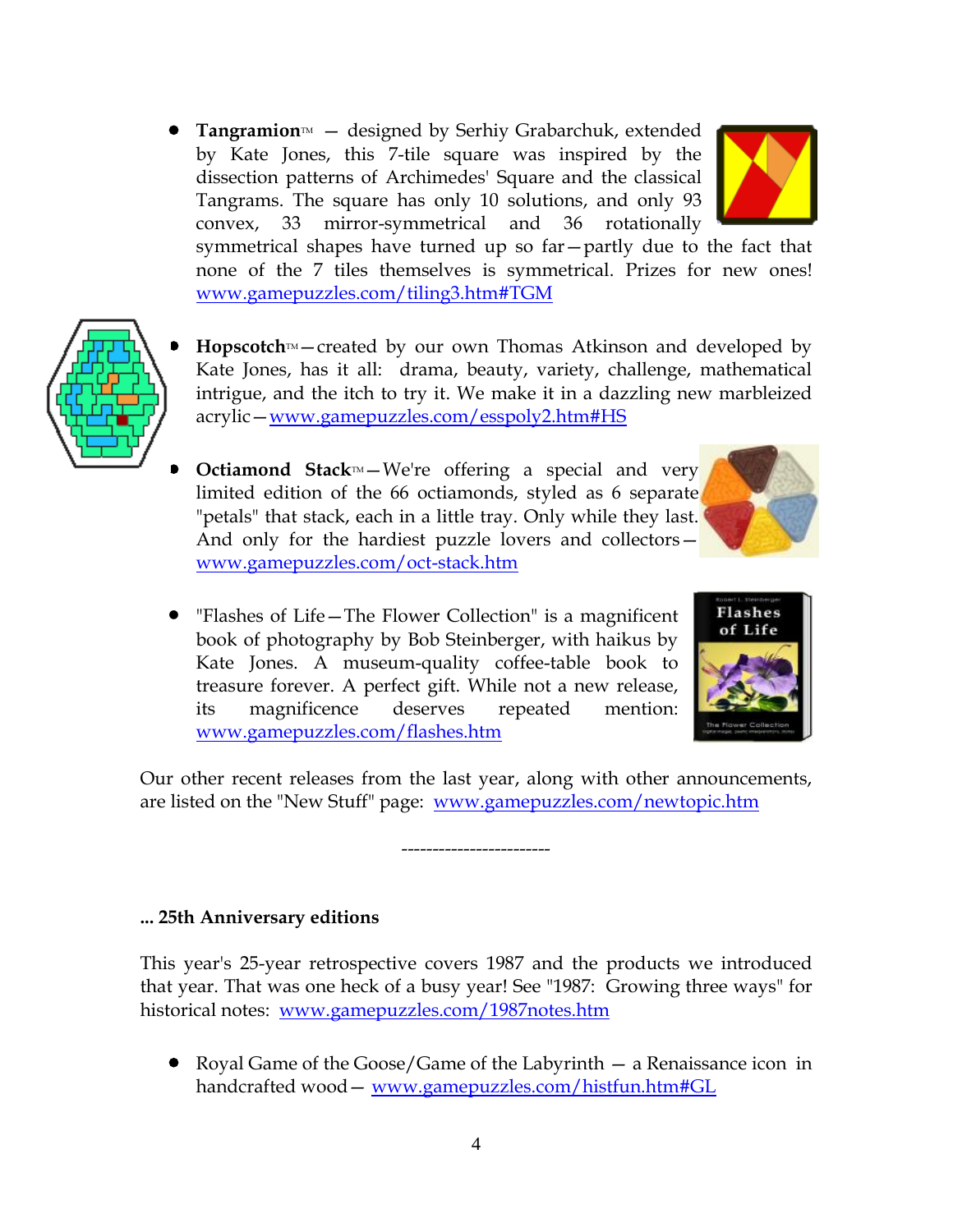- **Tangramion**™ — designed by Serhiy Grabarchuk, extended by Kate Jones, this 7-tile square was inspired by the dissection patterns of Archimedes' Square and the classical Tangrams. The square has only 10 solutions, and only 93 convex, 33 mirror-symmetrical and 36 rotationally symmetrical shapes have turned up so far—partly due to the fact that none of the 7 tiles themselves is symmetrical. Prizes for new ones! www.gamepuzzles.com/tiling3.htm#TGM

- **Hopscotch**™—created by our own Thomas Atkinson and developed by Kate Jones, has it all: drama, beauty, variety, challenge, mathematical intrigue, and the itch to try it. We make it in a dazzling new marbleized acrylic—www.gamepuzzles.com/esspoly2.htm#HS

- **Octiamond Stack**™—We're offering a special and very limited edition of the 66 octiamonds, styled as 6 separate "petals" that stack, each in a little tray. Only while they last. And only for the hardiest puzzle lovers and collectors—www.gamepuzzles.com/oct-stack.htm

- "Flashes of Life—The Flower Collection" is a magnificent book of photography by Bob Steinberger, with haikus by Kate Jones. A museum-quality coffee-table book to treasure forever. A perfect gift. While not a new release, its magnificence deserves repeated mention: www.gamepuzzles.com/flashes.htm

Our other recent releases from the last year, along with other announcements, are listed on the "New Stuff" page: www.gamepuzzles.com/newtopic.htm

-----------------------

**... 25th Anniversary editions**

This year's 25-year retrospective covers 1987 and the products we introduced that year. That was one heck of a busy year! See "1987: Growing three ways" for historical notes: www.gamepuzzles.com/1987notes.htm

- Royal Game of the Goose/Game of the Labyrinth — a Renaissance icon in handcrafted wood— www.gamepuzzles.com/histfun.htm#GL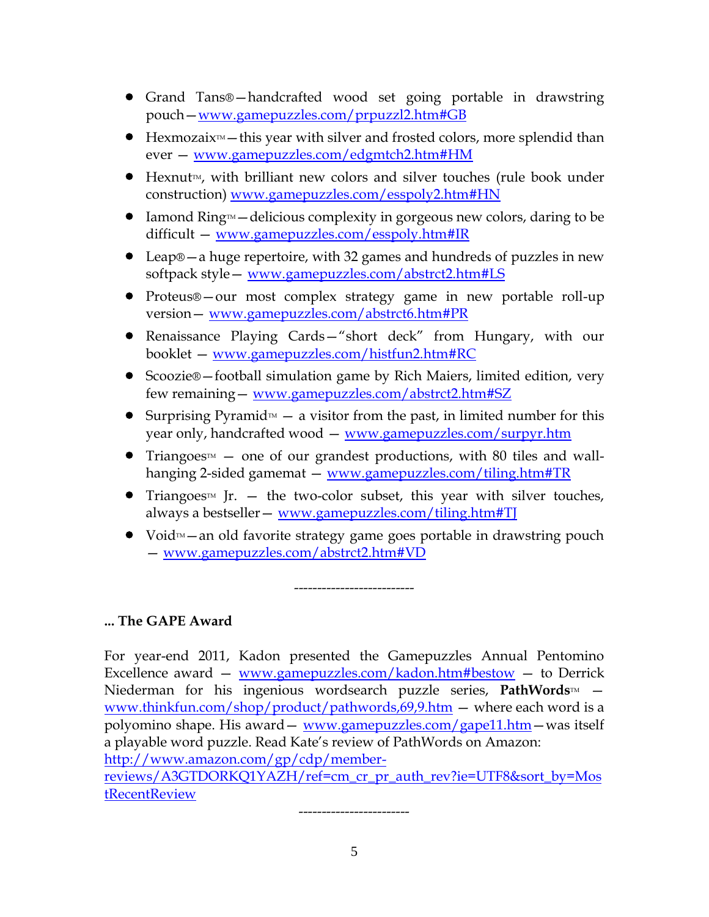- Grand Tans®—handcrafted wood set going portable in drawstring pouch—www.gamepuzzles.com/prpuzzl2.htm#GB
- Hexmozaix™—this year with silver and frosted colors, more splendid than ever — www.gamepuzzles.com/edgmtch2.htm#HM
- Hexnut™, with brilliant new colors and silver touches (rule book under construction) www.gamepuzzles.com/esspoly2.htm#HN
- Iamond Ring™—delicious complexity in gorgeous new colors, daring to be difficult — www.gamepuzzles.com/esspoly.htm#IR
- Leap®—a huge repertoire, with 32 games and hundreds of puzzles in new softpack style— www.gamepuzzles.com/abstrct2.htm#LS
- Proteus®—our most complex strategy game in new portable roll-up version— www.gamepuzzles.com/abstrct6.htm#PR
- Renaissance Playing Cards—"short deck" from Hungary, with our booklet — www.gamepuzzles.com/histfun2.htm#RC
- Scoozie®—football simulation game by Rich Maiers, limited edition, very few remaining— www.gamepuzzles.com/abstrct2.htm#SZ
- Surprising Pyramid™ — a visitor from the past, in limited number for this year only, handcrafted wood — www.gamepuzzles.com/surpyr.htm
- Triangoes™ — one of our grandest productions, with 80 tiles and wall-hanging 2-sided gamemat — www.gamepuzzles.com/tiling.htm#TR
- Triangoes™ Jr. — the two-color subset, this year with silver touches, always a bestseller— www.gamepuzzles.com/tiling.htm#TJ
- Void™—an old favorite strategy game goes portable in drawstring pouch — www.gamepuzzles.com/abstrct2.htm#VD

-------------------------

**... The GAPE Award**

For year-end 2011, Kadon presented the Gamepuzzles Annual Pentomino Excellence award — www.gamepuzzles.com/kadon.htm#bestow — to Derrick Niederman for his ingenious wordsearch puzzle series, **PathWords**™ — www.thinkfun.com/shop/product/pathwords,69,9.htm — where each word is a polyomino shape. His award— www.gamepuzzles.com/gape11.htm—was itself a playable word puzzle. Read Kate's review of PathWords on Amazon: http://www.amazon.com/gp/cdp/member-reviews/A3GTDORKQ1YAZH/ref=cm_cr_pr_auth_rev?ie=UTF8&sort_by=MostRecentReview

------------------------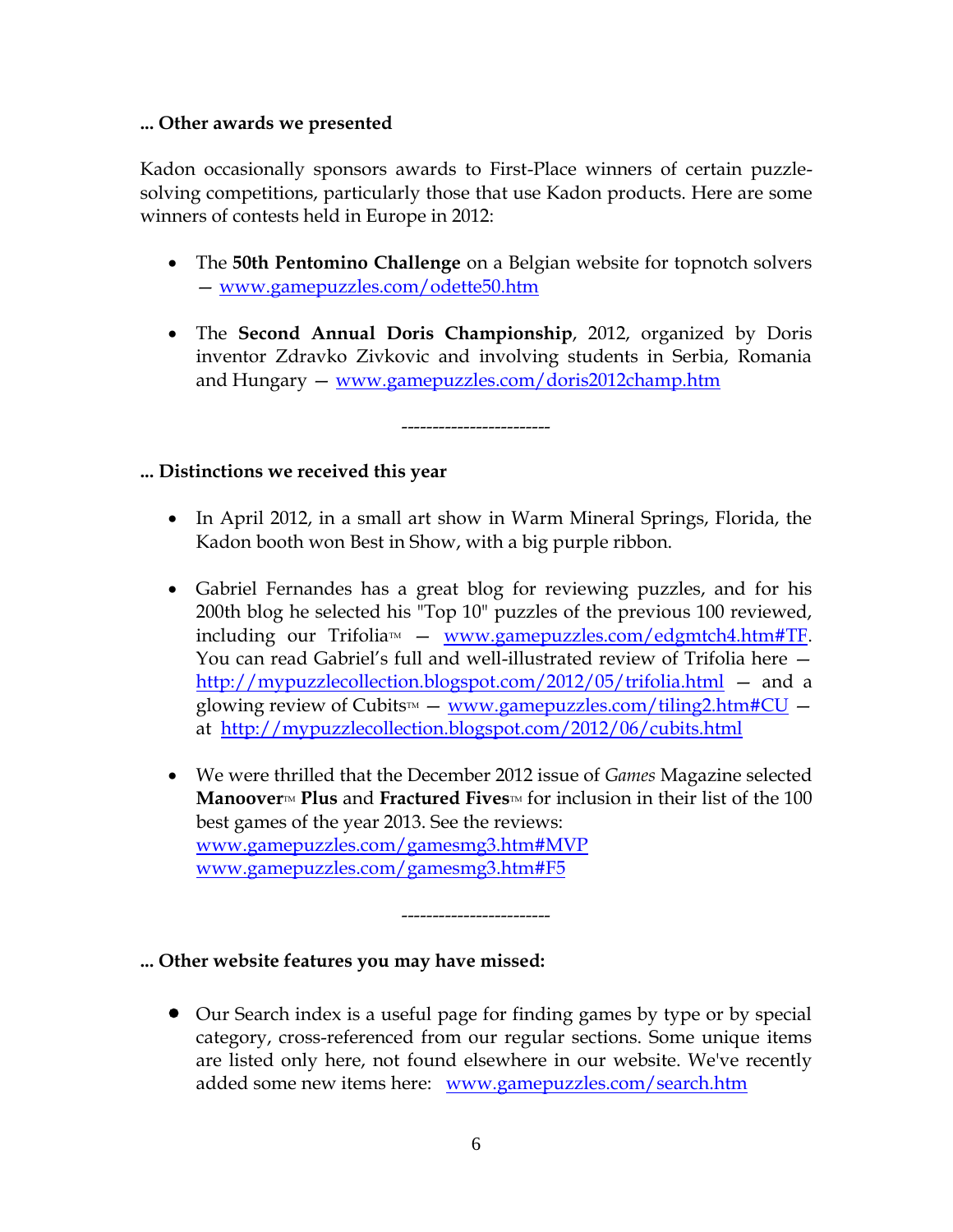**... Other awards we presented**

Kadon occasionally sponsors awards to First-Place winners of certain puzzle-solving competitions, particularly those that use Kadon products. Here are some winners of contests held in Europe in 2012:

- The **50th Pentomino Challenge** on a Belgian website for topnotch solvers — www.gamepuzzles.com/odette50.htm
- The **Second Annual Doris Championship**, 2012, organized by Doris inventor Zdravko Zivkovic and involving students in Serbia, Romania and Hungary — www.gamepuzzles.com/doris2012champ.htm

------------------------

**... Distinctions we received this year**

- In April 2012, in a small art show in Warm Mineral Springs, Florida, the Kadon booth won Best in Show, with a big purple ribbon.
- Gabriel Fernandes has a great blog for reviewing puzzles, and for his 200th blog he selected his "Top 10" puzzles of the previous 100 reviewed, including our Trifolia™ — www.gamepuzzles.com/edgmtch4.htm#TF. You can read Gabriel's full and well-illustrated review of Trifolia here — http://mypuzzlecollection.blogspot.com/2012/05/trifolia.html — and a glowing review of Cubits™ — www.gamepuzzles.com/tiling2.htm#CU — at http://mypuzzlecollection.blogspot.com/2012/06/cubits.html
- We were thrilled that the December 2012 issue of *Games* Magazine selected **Manoover™ Plus** and **Fractured Fives™** for inclusion in their list of the 100 best games of the year 2013. See the reviews:
  www.gamepuzzles.com/gamesmg3.htm#MVP
  www.gamepuzzles.com/gamesmg3.htm#F5

------------------------

**... Other website features you may have missed:**

- Our Search index is a useful page for finding games by type or by special category, cross-referenced from our regular sections. Some unique items are listed only here, not found elsewhere in our website. We've recently added some new items here: www.gamepuzzles.com/search.htm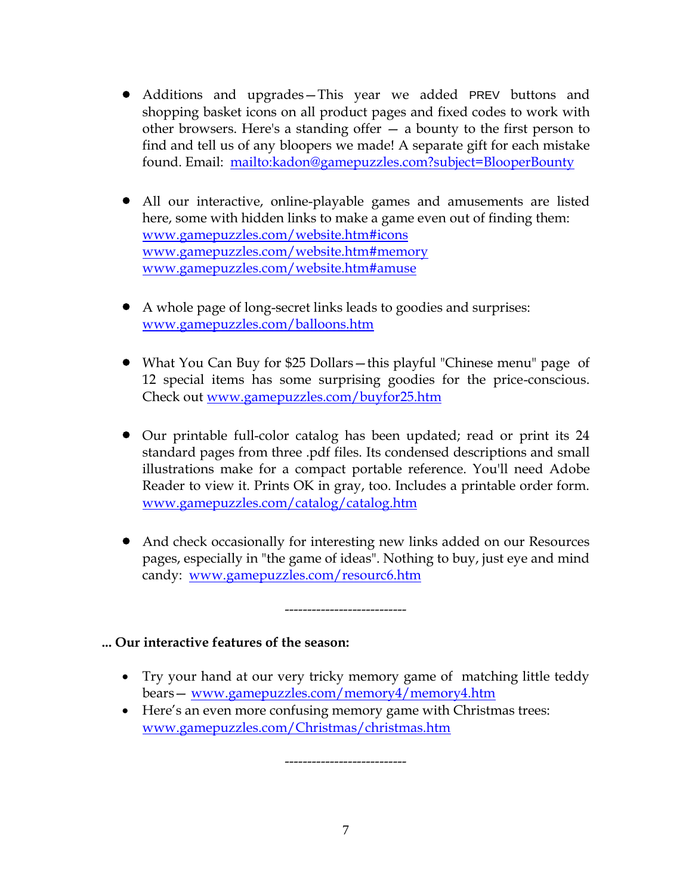- Additions and upgrades—This year we added PREV buttons and shopping basket icons on all product pages and fixed codes to work with other browsers. Here's a standing offer — a bounty to the first person to find and tell us of any bloopers we made! A separate gift for each mistake found. Email: mailto:kadon@gamepuzzles.com?subject=BlooperBounty

- All our interactive, online-playable games and amusements are listed here, some with hidden links to make a game even out of finding them:
  www.gamepuzzles.com/website.htm#icons
  www.gamepuzzles.com/website.htm#memory
  www.gamepuzzles.com/website.htm#amuse

- A whole page of long-secret links leads to goodies and surprises:
  www.gamepuzzles.com/balloons.htm

- What You Can Buy for $25 Dollars—this playful "Chinese menu" page of 12 special items has some surprising goodies for the price-conscious. Check out www.gamepuzzles.com/buyfor25.htm

- Our printable full-color catalog has been updated; read or print its 24 standard pages from three .pdf files. Its condensed descriptions and small illustrations make for a compact portable reference. You'll need Adobe Reader to view it. Prints OK in gray, too. Includes a printable order form.
  www.gamepuzzles.com/catalog/catalog.htm

- And check occasionally for interesting new links added on our Resources pages, especially in "the game of ideas". Nothing to buy, just eye and mind candy: www.gamepuzzles.com/resourc6.htm

---------------------------

**... Our interactive features of the season:**

- Try your hand at our very tricky memory game of matching little teddy bears— www.gamepuzzles.com/memory4/memory4.htm
- Here's an even more confusing memory game with Christmas trees:
  www.gamepuzzles.com/Christmas/christmas.htm

---------------------------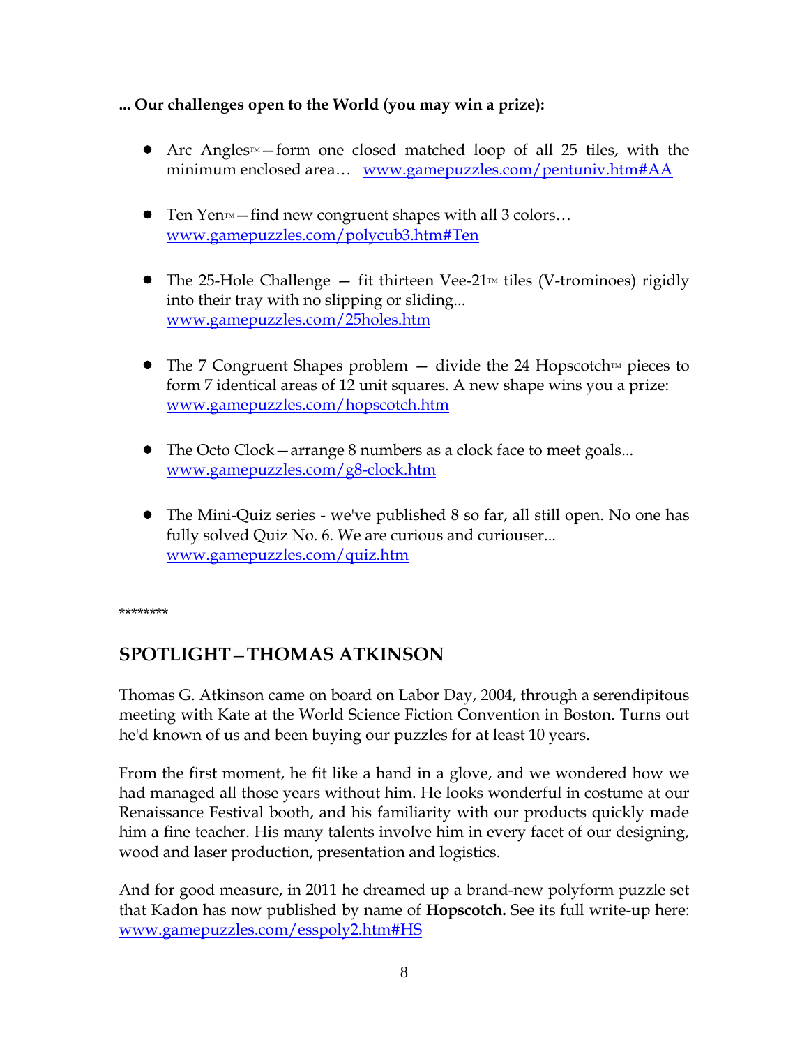**... Our challenges open to the World (you may win a prize):**

- Arc Angles™—form one closed matched loop of all 25 tiles, with the minimum enclosed area… [www.gamepuzzles.com/pentuniv.htm#AA](http://www.gamepuzzles.com/pentuniv.htm#AA)

- Ten Yen™—find new congruent shapes with all 3 colors… [www.gamepuzzles.com/polycub3.htm#Ten](http://www.gamepuzzles.com/polycub3.htm#Ten)

- The 25-Hole Challenge — fit thirteen Vee-21™ tiles (V-trominoes) rigidly into their tray with no slipping or sliding... [www.gamepuzzles.com/25holes.htm](http://www.gamepuzzles.com/25holes.htm)

- The 7 Congruent Shapes problem — divide the 24 Hopscotch™ pieces to form 7 identical areas of 12 unit squares. A new shape wins you a prize: [www.gamepuzzles.com/hopscotch.htm](http://www.gamepuzzles.com/hopscotch.htm)

- The Octo Clock—arrange 8 numbers as a clock face to meet goals... [www.gamepuzzles.com/g8-clock.htm](http://www.gamepuzzles.com/g8-clock.htm)

- The Mini-Quiz series - we've published 8 so far, all still open. No one has fully solved Quiz No. 6. We are curious and curiouser... [www.gamepuzzles.com/quiz.htm](http://www.gamepuzzles.com/quiz.htm)

********

## SPOTLIGHT—THOMAS ATKINSON

Thomas G. Atkinson came on board on Labor Day, 2004, through a serendipitous meeting with Kate at the World Science Fiction Convention in Boston. Turns out he'd known of us and been buying our puzzles for at least 10 years.

From the first moment, he fit like a hand in a glove, and we wondered how we had managed all those years without him. He looks wonderful in costume at our Renaissance Festival booth, and his familiarity with our products quickly made him a fine teacher. His many talents involve him in every facet of our designing, wood and laser production, presentation and logistics.

And for good measure, in 2011 he dreamed up a brand-new polyform puzzle set that Kadon has now published by name of **Hopscotch.** See its full write-up here: [www.gamepuzzles.com/esspoly2.htm#HS](http://www.gamepuzzles.com/esspoly2.htm#HS)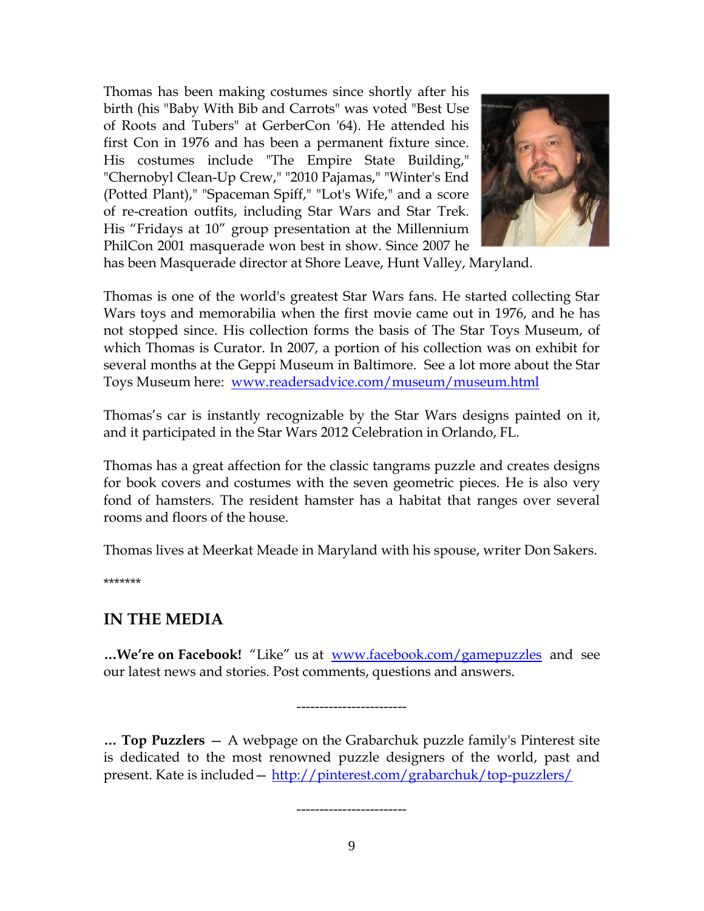Thomas has been making costumes since shortly after his birth (his "Baby With Bib and Carrots" was voted "Best Use of Roots and Tubers" at GerberCon '64). He attended his first Con in 1976 and has been a permanent fixture since. His costumes include "The Empire State Building," "Chernobyl Clean-Up Crew," "2010 Pajamas," "Winter's End (Potted Plant)," "Spaceman Spiff," "Lot's Wife," and a score of re-creation outfits, including Star Wars and Star Trek. His "Fridays at 10" group presentation at the Millennium PhilCon 2001 masquerade won best in show. Since 2007 he has been Masquerade director at Shore Leave, Hunt Valley, Maryland.

Thomas is one of the world's greatest Star Wars fans. He started collecting Star Wars toys and memorabilia when the first movie came out in 1976, and he has not stopped since. His collection forms the basis of The Star Toys Museum, of which Thomas is Curator. In 2007, a portion of his collection was on exhibit for several months at the Geppi Museum in Baltimore. See a lot more about the Star Toys Museum here: [www.readersadvice.com/museum/museum.html](www.readersadvice.com/museum/museum.html)

Thomas's car is instantly recognizable by the Star Wars designs painted on it, and it participated in the Star Wars 2012 Celebration in Orlando, FL.

Thomas has a great affection for the classic tangrams puzzle and creates designs for book covers and costumes with the seven geometric pieces. He is also very fond of hamsters. The resident hamster has a habitat that ranges over several rooms and floors of the house.

Thomas lives at Meerkat Meade in Maryland with his spouse, writer Don Sakers.

*******

## IN THE MEDIA

**...We're on Facebook!** "Like" us at [www.facebook.com/gamepuzzles](www.facebook.com/gamepuzzles) and see our latest news and stories. Post comments, questions and answers.

------------------------

**... Top Puzzlers** — A webpage on the Grabarchuk puzzle family's Pinterest site is dedicated to the most renowned puzzle designers of the world, past and present. Kate is included— [http://pinterest.com/grabarchuk/top-puzzlers/](http://pinterest.com/grabarchuk/top-puzzlers/)

------------------------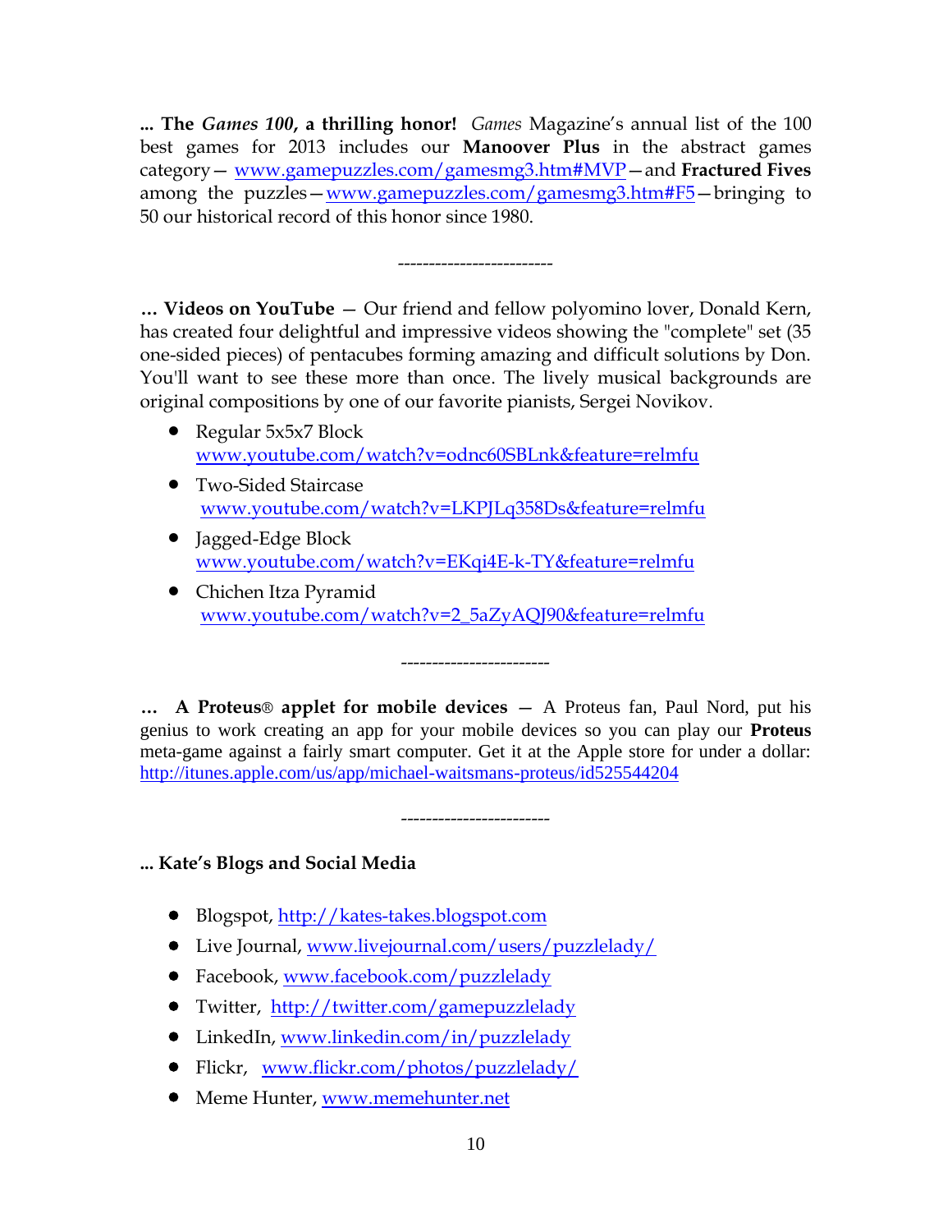**... The *Games 100*, a thrilling honor!** *Games* Magazine's annual list of the 100 best games for 2013 includes our **Manoover Plus** in the abstract games category— www.gamepuzzles.com/gamesmg3.htm#MVP—and **Fractured Fives** among the puzzles—www.gamepuzzles.com/gamesmg3.htm#F5—bringing to 50 our historical record of this honor since 1980.

------------------------

**… Videos on YouTube** — Our friend and fellow polyomino lover, Donald Kern, has created four delightful and impressive videos showing the "complete" set (35 one-sided pieces) of pentacubes forming amazing and difficult solutions by Don. You'll want to see these more than once. The lively musical backgrounds are original compositions by one of our favorite pianists, Sergei Novikov.

- Regular 5x5x7 Block
  www.youtube.com/watch?v=odnc60SBLnk&feature=relmfu
- Two-Sided Staircase
  www.youtube.com/watch?v=LKPJLq358Ds&feature=relmfu
- Jagged-Edge Block
  www.youtube.com/watch?v=EKqi4E-k-TY&feature=relmfu
- Chichen Itza Pyramid
  www.youtube.com/watch?v=2_5aZyAQJ90&feature=relmfu

------------------------

**… A Proteus® applet for mobile devices** — A Proteus fan, Paul Nord, put his genius to work creating an app for your mobile devices so you can play our **Proteus** meta-game against a fairly smart computer. Get it at the Apple store for under a dollar: http://itunes.apple.com/us/app/michael-waitsmans-proteus/id525544204

------------------------

**... Kate's Blogs and Social Media**

- Blogspot, http://kates-takes.blogspot.com
- Live Journal, www.livejournal.com/users/puzzlelady/
- Facebook, www.facebook.com/puzzlelady
- Twitter, http://twitter.com/gamepuzzlelady
- LinkedIn, www.linkedin.com/in/puzzlelady
- Flickr, www.flickr.com/photos/puzzlelady/
- Meme Hunter, www.memehunter.net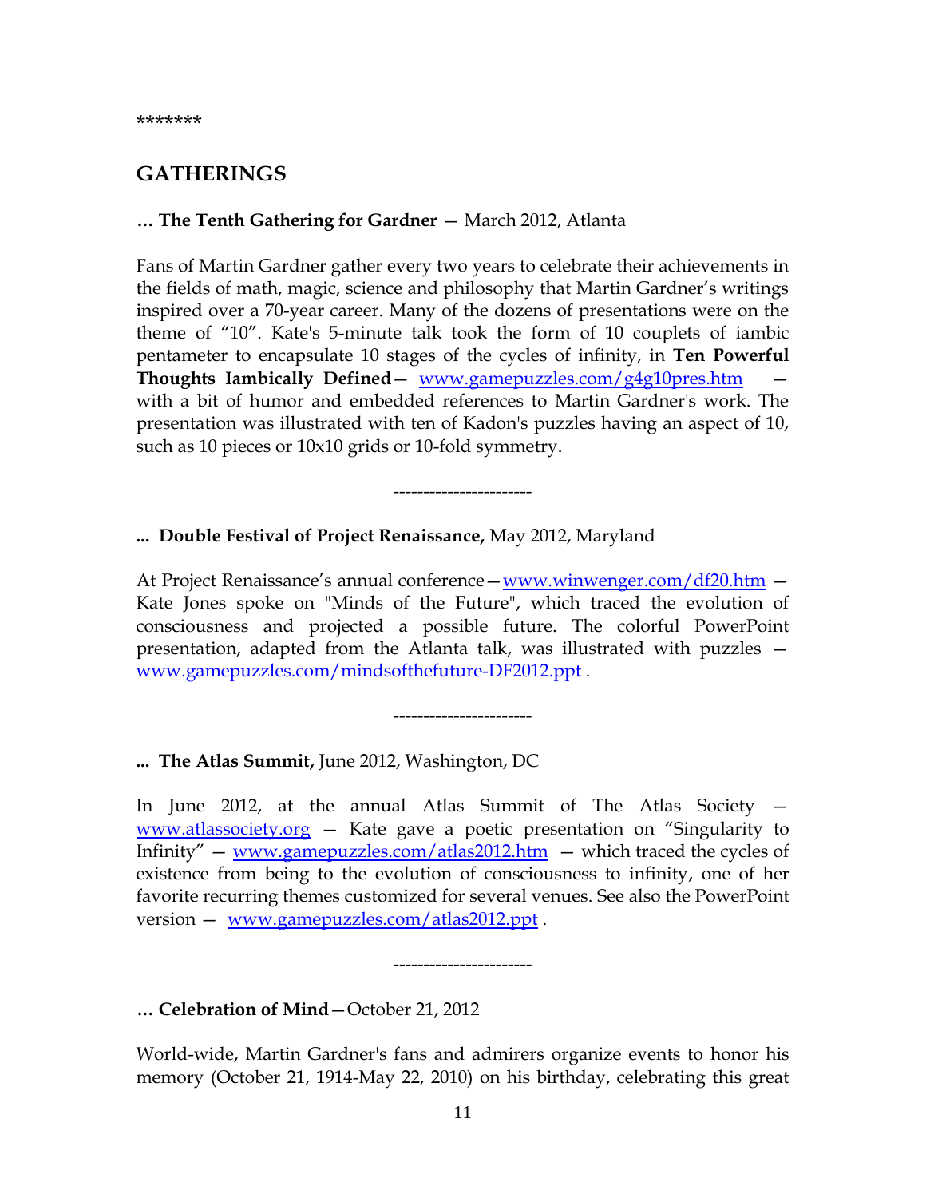*******

## GATHERINGS

**… The Tenth Gathering for Gardner** — March 2012, Atlanta

Fans of Martin Gardner gather every two years to celebrate their achievements in the fields of math, magic, science and philosophy that Martin Gardner's writings inspired over a 70-year career. Many of the dozens of presentations were on the theme of "10". Kate's 5-minute talk took the form of 10 couplets of iambic pentameter to encapsulate 10 stages of the cycles of infinity, in **Ten Powerful Thoughts Iambically Defined**— www.gamepuzzles.com/g4g10pres.htm — with a bit of humor and embedded references to Martin Gardner's work. The presentation was illustrated with ten of Kadon's puzzles having an aspect of 10, such as 10 pieces or 10x10 grids or 10-fold symmetry.

----------------------

**... Double Festival of Project Renaissance,** May 2012, Maryland

At Project Renaissance's annual conference—www.winwenger.com/df20.htm — Kate Jones spoke on "Minds of the Future", which traced the evolution of consciousness and projected a possible future. The colorful PowerPoint presentation, adapted from the Atlanta talk, was illustrated with puzzles — www.gamepuzzles.com/mindsofthefuture-DF2012.ppt .

----------------------

**... The Atlas Summit,** June 2012, Washington, DC

In June 2012, at the annual Atlas Summit of The Atlas Society — www.atlassociety.org — Kate gave a poetic presentation on "Singularity to Infinity" — www.gamepuzzles.com/atlas2012.htm — which traced the cycles of existence from being to the evolution of consciousness to infinity, one of her favorite recurring themes customized for several venues. See also the PowerPoint version — www.gamepuzzles.com/atlas2012.ppt .

----------------------

**… Celebration of Mind**—October 21, 2012

World-wide, Martin Gardner's fans and admirers organize events to honor his memory (October 21, 1914-May 22, 2010) on his birthday, celebrating this great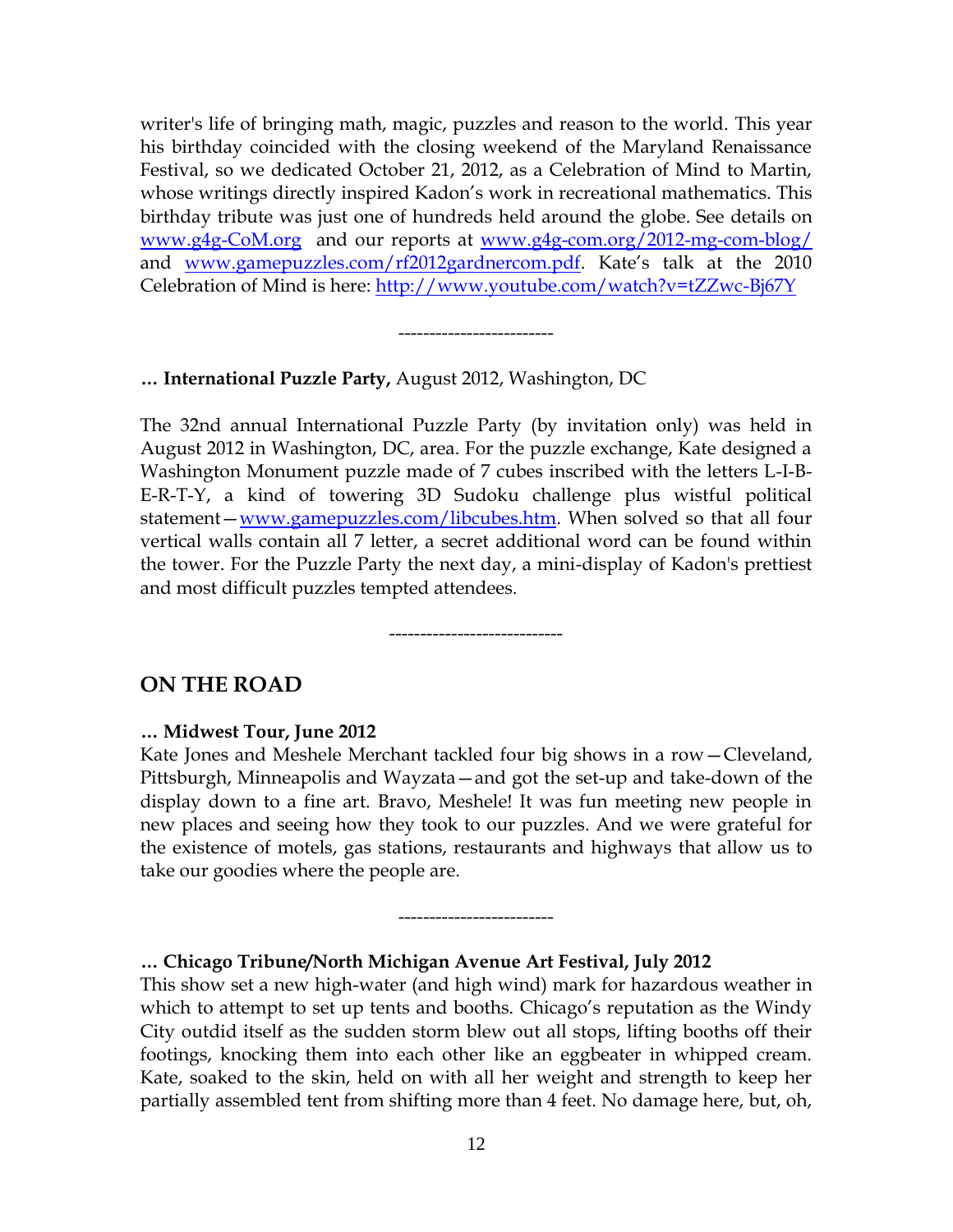writer's life of bringing math, magic, puzzles and reason to the world. This year his birthday coincided with the closing weekend of the Maryland Renaissance Festival, so we dedicated October 21, 2012, as a Celebration of Mind to Martin, whose writings directly inspired Kadon's work in recreational mathematics. This birthday tribute was just one of hundreds held around the globe. See details on [www.g4g-CoM.org](http://www.g4g-CoM.org) and our reports at [www.g4g-com.org/2012-mg-com-blog/](http://www.g4g-com.org/2012-mg-com-blog/) and [www.gamepuzzles.com/rf2012gardnercom.pdf](http://www.gamepuzzles.com/rf2012gardnercom.pdf). Kate's talk at the 2010 Celebration of Mind is here: [http://www.youtube.com/watch?v=tZZwc-Bj67Y](http://www.youtube.com/watch?v=tZZwc-Bj67Y)

-------------------------

**… International Puzzle Party,** August 2012, Washington, DC

The 32nd annual International Puzzle Party (by invitation only) was held in August 2012 in Washington, DC, area. For the puzzle exchange, Kate designed a Washington Monument puzzle made of 7 cubes inscribed with the letters L-I-B-E-R-T-Y, a kind of towering 3D Sudoku challenge plus wistful political statement—[www.gamepuzzles.com/libcubes.htm](http://www.gamepuzzles.com/libcubes.htm). When solved so that all four vertical walls contain all 7 letter, a secret additional word can be found within the tower. For the Puzzle Party the next day, a mini-display of Kadon's prettiest and most difficult puzzles tempted attendees.

----------------------------

## ON THE ROAD

**… Midwest Tour, June 2012**

Kate Jones and Meshele Merchant tackled four big shows in a row—Cleveland, Pittsburgh, Minneapolis and Wayzata—and got the set-up and take-down of the display down to a fine art. Bravo, Meshele! It was fun meeting new people in new places and seeing how they took to our puzzles. And we were grateful for the existence of motels, gas stations, restaurants and highways that allow us to take our goodies where the people are.

-------------------------

**… Chicago Tribune/North Michigan Avenue Art Festival, July 2012**

This show set a new high-water (and high wind) mark for hazardous weather in which to attempt to set up tents and booths. Chicago's reputation as the Windy City outdid itself as the sudden storm blew out all stops, lifting booths off their footings, knocking them into each other like an eggbeater in whipped cream. Kate, soaked to the skin, held on with all her weight and strength to keep her partially assembled tent from shifting more than 4 feet. No damage here, but, oh,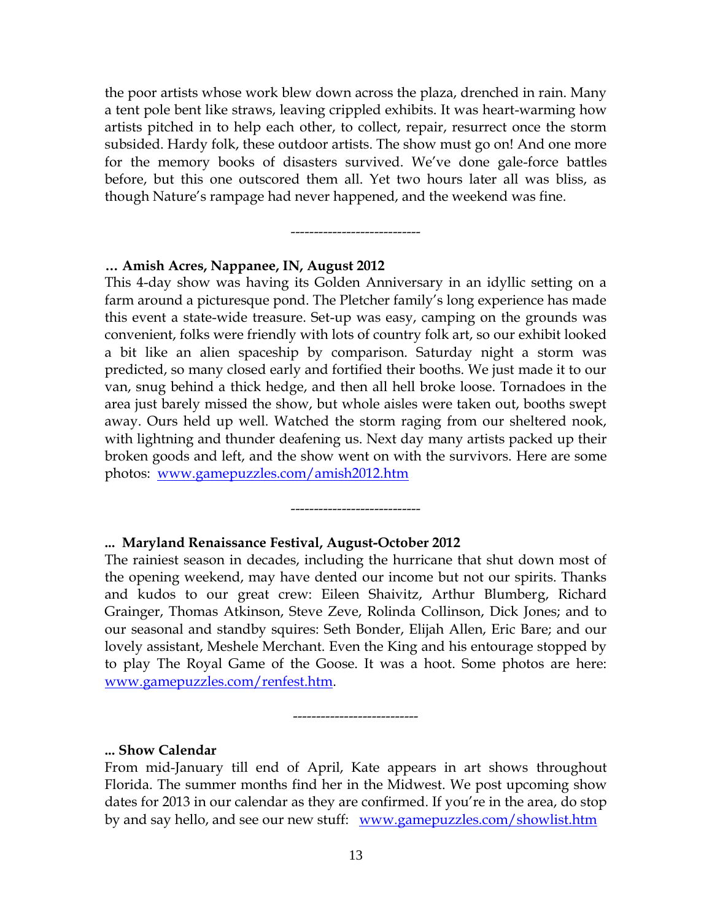the poor artists whose work blew down across the plaza, drenched in rain. Many a tent pole bent like straws, leaving crippled exhibits. It was heart-warming how artists pitched in to help each other, to collect, repair, resurrect once the storm subsided. Hardy folk, these outdoor artists. The show must go on! And one more for the memory books of disasters survived. We've done gale-force battles before, but this one outscored them all. Yet two hours later all was bliss, as though Nature's rampage had never happened, and the weekend was fine.

----------------------------

**… Amish Acres, Nappanee, IN, August 2012**

This 4-day show was having its Golden Anniversary in an idyllic setting on a farm around a picturesque pond. The Pletcher family's long experience has made this event a state-wide treasure. Set-up was easy, camping on the grounds was convenient, folks were friendly with lots of country folk art, so our exhibit looked a bit like an alien spaceship by comparison. Saturday night a storm was predicted, so many closed early and fortified their booths. We just made it to our van, snug behind a thick hedge, and then all hell broke loose. Tornadoes in the area just barely missed the show, but whole aisles were taken out, booths swept away. Ours held up well. Watched the storm raging from our sheltered nook, with lightning and thunder deafening us. Next day many artists packed up their broken goods and left, and the show went on with the survivors. Here are some photos: www.gamepuzzles.com/amish2012.htm

----------------------------

**... Maryland Renaissance Festival, August-October 2012**

The rainiest season in decades, including the hurricane that shut down most of the opening weekend, may have dented our income but not our spirits. Thanks and kudos to our great crew: Eileen Shaivitz, Arthur Blumberg, Richard Grainger, Thomas Atkinson, Steve Zeve, Rolinda Collinson, Dick Jones; and to our seasonal and standby squires: Seth Bonder, Elijah Allen, Eric Bare; and our lovely assistant, Meshele Merchant. Even the King and his entourage stopped by to play The Royal Game of the Goose. It was a hoot. Some photos are here: www.gamepuzzles.com/renfest.htm.

---------------------------

**... Show Calendar**

From mid-January till end of April, Kate appears in art shows throughout Florida. The summer months find her in the Midwest. We post upcoming show dates for 2013 in our calendar as they are confirmed. If you're in the area, do stop by and say hello, and see our new stuff: www.gamepuzzles.com/showlist.htm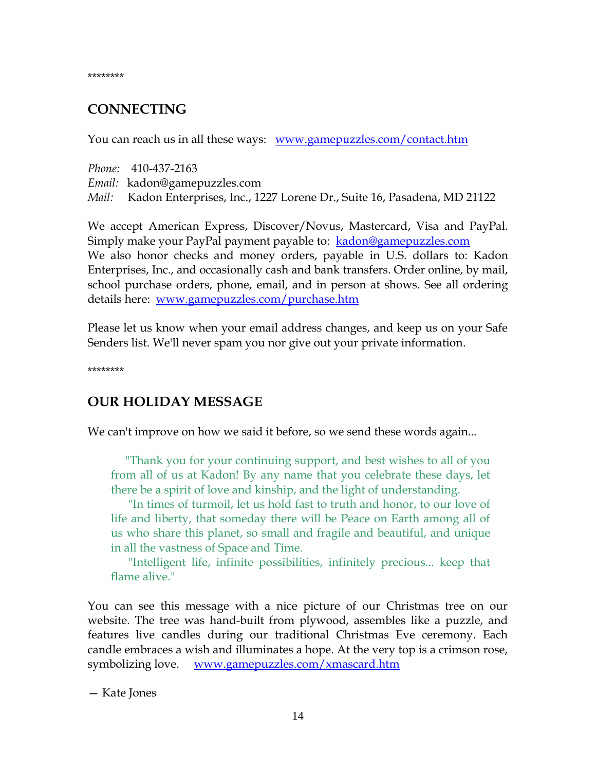********

## CONNECTING

You can reach us in all these ways: [www.gamepuzzles.com/contact.htm](http://www.gamepuzzles.com/contact.htm)

*Phone:* 410-437-2163
*Email:* kadon@gamepuzzles.com
*Mail:* Kadon Enterprises, Inc., 1227 Lorene Dr., Suite 16, Pasadena, MD 21122

We accept American Express, Discover/Novus, Mastercard, Visa and PayPal. Simply make your PayPal payment payable to: [kadon@gamepuzzles.com](mailto:kadon@gamepuzzles.com)
We also honor checks and money orders, payable in U.S. dollars to: Kadon Enterprises, Inc., and occasionally cash and bank transfers. Order online, by mail, school purchase orders, phone, email, and in person at shows. See all ordering details here: [www.gamepuzzles.com/purchase.htm](http://www.gamepuzzles.com/purchase.htm)

Please let us know when your email address changes, and keep us on your Safe Senders list. We'll never spam you nor give out your private information.

********

## OUR HOLIDAY MESSAGE

We can't improve on how we said it before, so we send these words again...

> "Thank you for your continuing support, and best wishes to all of you from all of us at Kadon! By any name that you celebrate these days, let there be a spirit of love and kinship, and the light of understanding.
>
> "In times of turmoil, let us hold fast to truth and honor, to our love of life and liberty, that someday there will be Peace on Earth among all of us who share this planet, so small and fragile and beautiful, and unique in all the vastness of Space and Time.
>
> "Intelligent life, infinite possibilities, infinitely precious... keep that flame alive."

You can see this message with a nice picture of our Christmas tree on our website. The tree was hand-built from plywood, assembles like a puzzle, and features live candles during our traditional Christmas Eve ceremony. Each candle embraces a wish and illuminates a hope. At the very top is a crimson rose, symbolizing love. [www.gamepuzzles.com/xmascard.htm](http://www.gamepuzzles.com/xmascard.htm)

— Kate Jones